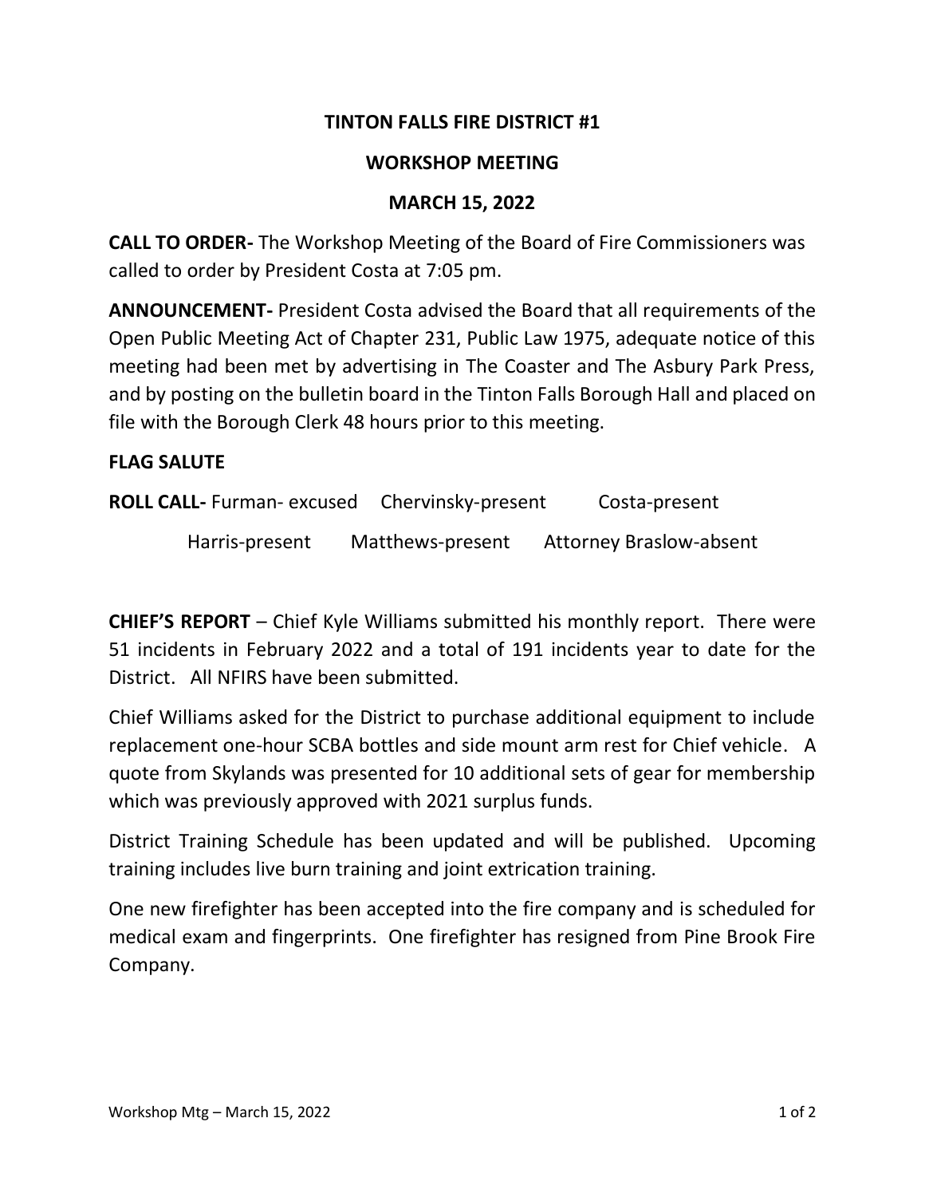# TINTON FALLS FIRE DISTRICT #1

## WORKSHOP MEETING

## MARCH 15, 2022

**CALL TO ORDER-** The Workshop Meeting of the Board of Fire Commissioners was called to order by President Costa at 7:05 pm.

**ANNOUNCEMENT-** President Costa advised the Board that all requirements of the Open Public Meeting Act of Chapter 231, Public Law 1975, adequate notice of this meeting had been met by advertising in The Coaster and The Asbury Park Press, and by posting on the bulletin board in the Tinton Falls Borough Hall and placed on file with the Borough Clerk 48 hours prior to this meeting.

**FLAG SALUTE**

**ROLL CALL-** Furman- excused Chervinsky-present Costa-present
Harris-present Matthews-present Attorney Braslow-absent

**CHIEF'S REPORT** – Chief Kyle Williams submitted his monthly report. There were 51 incidents in February 2022 and a total of 191 incidents year to date for the District. All NFIRS have been submitted.

Chief Williams asked for the District to purchase additional equipment to include replacement one-hour SCBA bottles and side mount arm rest for Chief vehicle. A quote from Skylands was presented for 10 additional sets of gear for membership which was previously approved with 2021 surplus funds.

District Training Schedule has been updated and will be published. Upcoming training includes live burn training and joint extrication training.

One new firefighter has been accepted into the fire company and is scheduled for medical exam and fingerprints. One firefighter has resigned from Pine Brook Fire Company.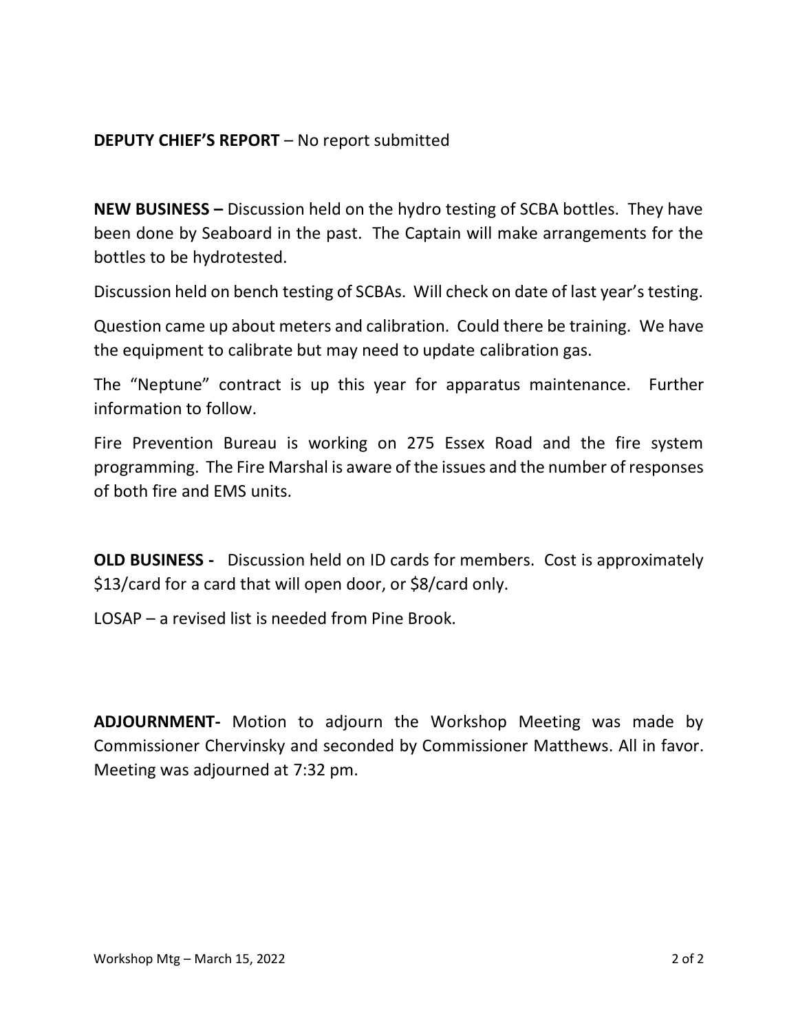**DEPUTY CHIEF'S REPORT** – No report submitted

**NEW BUSINESS –** Discussion held on the hydro testing of SCBA bottles. They have been done by Seaboard in the past. The Captain will make arrangements for the bottles to be hydrotested.

Discussion held on bench testing of SCBAs. Will check on date of last year's testing.

Question came up about meters and calibration. Could there be training. We have the equipment to calibrate but may need to update calibration gas.

The "Neptune" contract is up this year for apparatus maintenance. Further information to follow.

Fire Prevention Bureau is working on 275 Essex Road and the fire system programming. The Fire Marshal is aware of the issues and the number of responses of both fire and EMS units.

**OLD BUSINESS -** Discussion held on ID cards for members. Cost is approximately $13/card for a card that will open door, or $8/card only.

LOSAP – a revised list is needed from Pine Brook.

**ADJOURNMENT-** Motion to adjourn the Workshop Meeting was made by Commissioner Chervinsky and seconded by Commissioner Matthews. All in favor. Meeting was adjourned at 7:32 pm.